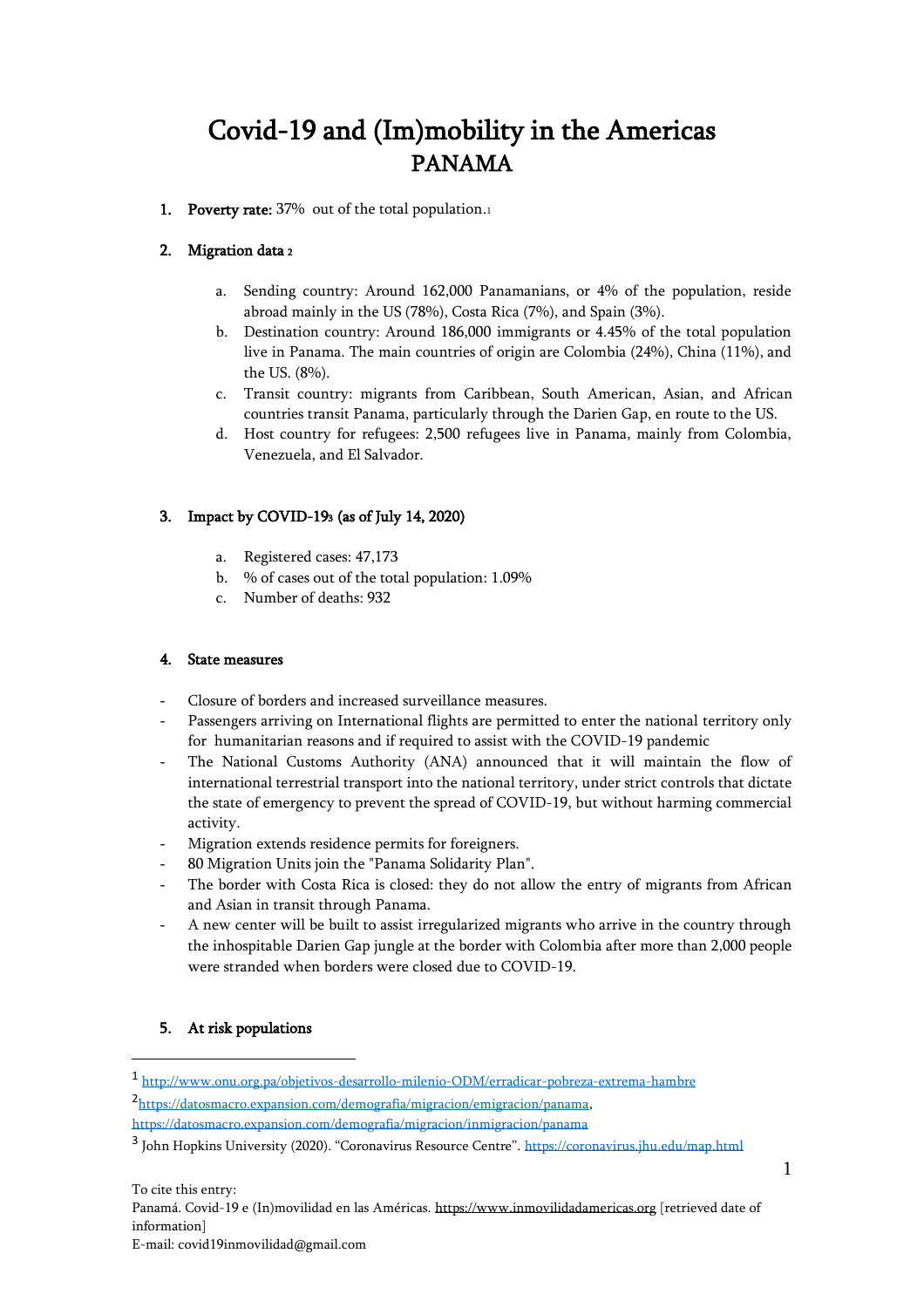# Covid-19 and (Im)mobility in the Americas

## PANAMA

1. **Poverty rate:** 37% out of the total population.[1]

2. **Migration data** [2]

   a. Sending country: Around 162,000 Panamanians, or 4% of the population, reside abroad mainly in the US (78%), Costa Rica (7%), and Spain (3%).

   b. Destination country: Around 186,000 immigrants or 4.45% of the total population live in Panama. The main countries of origin are Colombia (24%), China (11%), and the US. (8%).

   c. Transit country: migrants from Caribbean, South American, Asian, and African countries transit Panama, particularly through the Darien Gap, en route to the US.

   d. Host country for refugees: 2,500 refugees live in Panama, mainly from Colombia, Venezuela, and El Salvador.

3. **Impact by COVID-19[3] (as of July 14, 2020)**

   a. Registered cases: 47,173

   b. % of cases out of the total population: 1.09%

   c. Number of deaths: 932

4. **State measures**

- Closure of borders and increased surveillance measures.
- Passengers arriving on International flights are permitted to enter the national territory only for humanitarian reasons and if required to assist with the COVID-19 pandemic
- The National Customs Authority (ANA) announced that it will maintain the flow of international terrestrial transport into the national territory, under strict controls that dictate the state of emergency to prevent the spread of COVID-19, but without harming commercial activity.
- Migration extends residence permits for foreigners.
- 80 Migration Units join the "Panama Solidarity Plan".
- The border with Costa Rica is closed: they do not allow the entry of migrants from African and Asian in transit through Panama.
- A new center will be built to assist irregularized migrants who arrive in the country through the inhospitable Darien Gap jungle at the border with Colombia after more than 2,000 people were stranded when borders were closed due to COVID-19.

5. **At risk populations**

---

[1] http://www.onu.org.pa/objetivos-desarrollo-milenio-ODM/erradicar-pobreza-extrema-hambre

[2] https://datosmacro.expansion.com/demografia/migracion/emigracion/panama, https://datosmacro.expansion.com/demografia/migracion/inmigracion/panama

[3] John Hopkins University (2020). "Coronavirus Resource Centre". https://coronavirus.jhu.edu/map.html

To cite this entry:
Panamá. Covid-19 e (In)movilidad en las Américas. https://www.inmovilidadamericas.org [retrieved date of information]
E-mail: covid19inmovilidad@gmail.com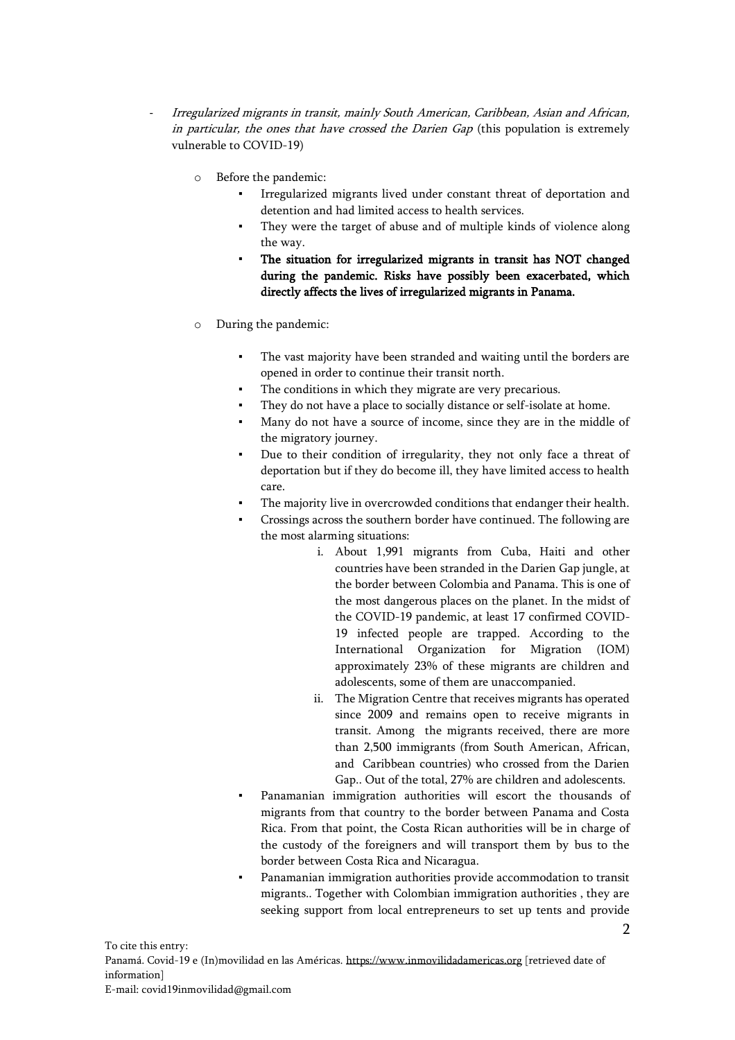- *Irregularized migrants in transit, mainly South American, Caribbean, Asian and African, in particular, the ones that have crossed the Darien Gap* (this population is extremely vulnerable to COVID-19)

    - Before the pandemic:
        - Irregularized migrants lived under constant threat of deportation and detention and had limited access to health services.
        - They were the target of abuse and of multiple kinds of violence along the way.
        - **The situation for irregularized migrants in transit has NOT changed during the pandemic. Risks have possibly been exacerbated, which directly affects the lives of irregularized migrants in Panama.**

    - During the pandemic:
        - The vast majority have been stranded and waiting until the borders are opened in order to continue their transit north.
        - The conditions in which they migrate are very precarious.
        - They do not have a place to socially distance or self-isolate at home.
        - Many do not have a source of income, since they are in the middle of the migratory journey.
        - Due to their condition of irregularity, they not only face a threat of deportation but if they do become ill, they have limited access to health care.
        - The majority live in overcrowded conditions that endanger their health.
        - Crossings across the southern border have continued. The following are the most alarming situations:
            i. About 1,991 migrants from Cuba, Haiti and other countries have been stranded in the Darien Gap jungle, at the border between Colombia and Panama. This is one of the most dangerous places on the planet. In the midst of the COVID-19 pandemic, at least 17 confirmed COVID-19 infected people are trapped. According to the International Organization for Migration (IOM) approximately 23% of these migrants are children and adolescents, some of them are unaccompanied.
            ii. The Migration Centre that receives migrants has operated since 2009 and remains open to receive migrants in transit. Among the migrants received, there are more than 2,500 immigrants (from South American, African, and Caribbean countries) who crossed from the Darien Gap.. Out of the total, 27% are children and adolescents.
        - Panamanian immigration authorities will escort the thousands of migrants from that country to the border between Panama and Costa Rica. From that point, the Costa Rican authorities will be in charge of the custody of the foreigners and will transport them by bus to the border between Costa Rica and Nicaragua.
        - Panamanian immigration authorities provide accommodation to transit migrants.. Together with Colombian immigration authorities , they are seeking support from local entrepreneurs to set up tents and provide

To cite this entry:
Panamá. Covid-19 e (In)movilidad en las Américas. https://www.inmovilidadamericas.org [retrieved date of information]
E-mail: covid19inmovilidad@gmail.com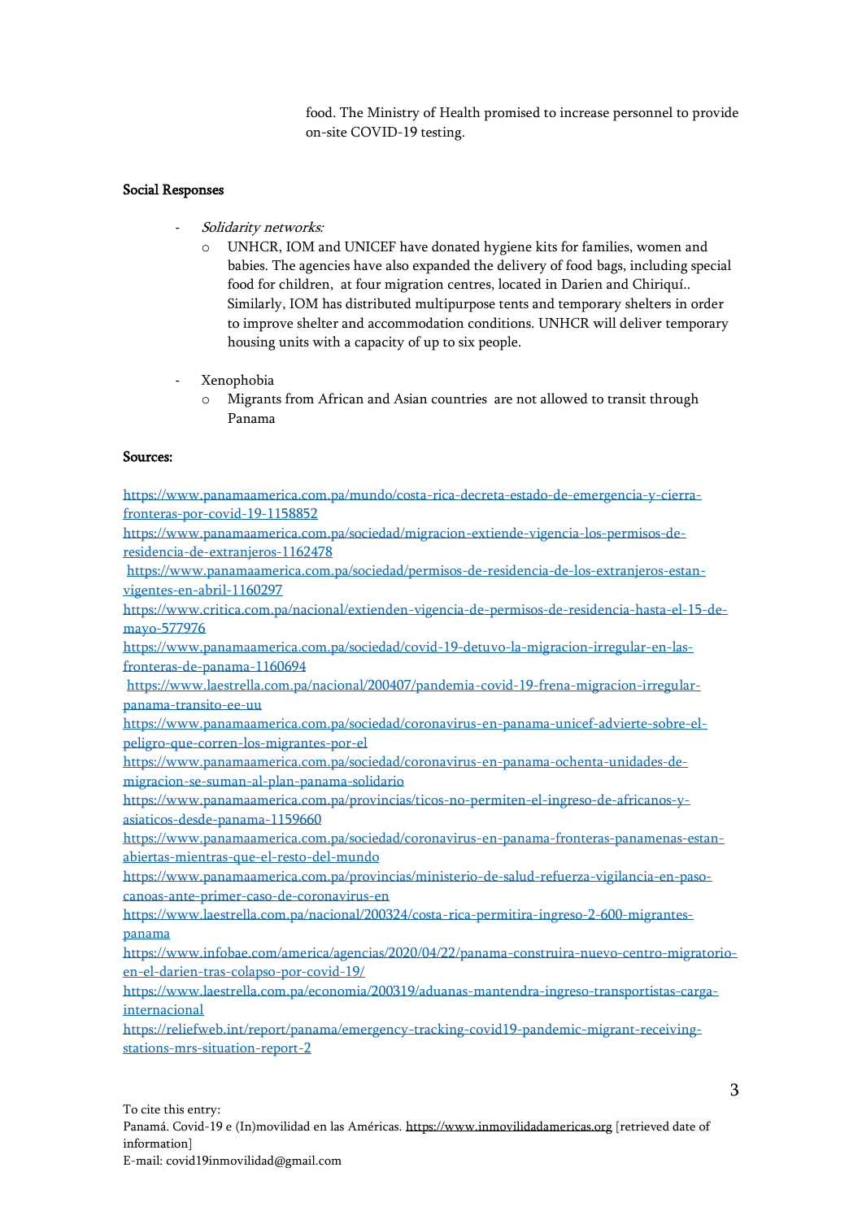food. The Ministry of Health promised to increase personnel to provide on-site COVID-19 testing.

**Social Responses**

- *Solidarity networks:*
  - UNHCR, IOM and UNICEF have donated hygiene kits for families, women and babies. The agencies have also expanded the delivery of food bags, including special food for children, at four migration centres, located in Darien and Chiriquí.. Similarly, IOM has distributed multipurpose tents and temporary shelters in order to improve shelter and accommodation conditions. UNHCR will deliver temporary housing units with a capacity of up to six people.

- Xenophobia
  - Migrants from African and Asian countries are not allowed to transit through Panama

**Sources:**

https://www.panamaamerica.com.pa/mundo/costa-rica-decreta-estado-de-emergencia-y-cierra-fronteras-por-covid-19-1158852
https://www.panamaamerica.com.pa/sociedad/migracion-extiende-vigencia-los-permisos-de-residencia-de-extranjeros-1162478
https://www.panamaamerica.com.pa/sociedad/permisos-de-residencia-de-los-extranjeros-estan-vigentes-en-abril-1160297
https://www.critica.com.pa/nacional/extienden-vigencia-de-permisos-de-residencia-hasta-el-15-de-mayo-577976
https://www.panamaamerica.com.pa/sociedad/covid-19-detuvo-la-migracion-irregular-en-las-fronteras-de-panama-1160694
https://www.laestrella.com.pa/nacional/200407/pandemia-covid-19-frena-migracion-irregular-panama-transito-ee-uu
https://www.panamaamerica.com.pa/sociedad/coronavirus-en-panama-unicef-advierte-sobre-el-peligro-que-corren-los-migrantes-por-el
https://www.panamaamerica.com.pa/sociedad/coronavirus-en-panama-ochenta-unidades-de-migracion-se-suman-al-plan-panama-solidario
https://www.panamaamerica.com.pa/provincias/ticos-no-permiten-el-ingreso-de-africanos-y-asiaticos-desde-panama-1159660
https://www.panamaamerica.com.pa/sociedad/coronavirus-en-panama-fronteras-panamenas-estan-abiertas-mientras-que-el-resto-del-mundo
https://www.panamaamerica.com.pa/provincias/ministerio-de-salud-refuerza-vigilancia-en-paso-canoas-ante-primer-caso-de-coronavirus-en
https://www.laestrella.com.pa/nacional/200324/costa-rica-permitira-ingreso-2-600-migrantes-panama
https://www.infobae.com/america/agencias/2020/04/22/panama-construira-nuevo-centro-migratorio-en-el-darien-tras-colapso-por-covid-19/
https://www.laestrella.com.pa/economia/200319/aduanas-mantendra-ingreso-transportistas-carga-internacional
https://reliefweb.int/report/panama/emergency-tracking-covid19-pandemic-migrant-receiving-stations-mrs-situation-report-2

To cite this entry:
Panamá. Covid-19 e (In)movilidad en las Américas. https://www.inmovilidadamericas.org [retrieved date of information]
E-mail: covid19inmovilidad@gmail.com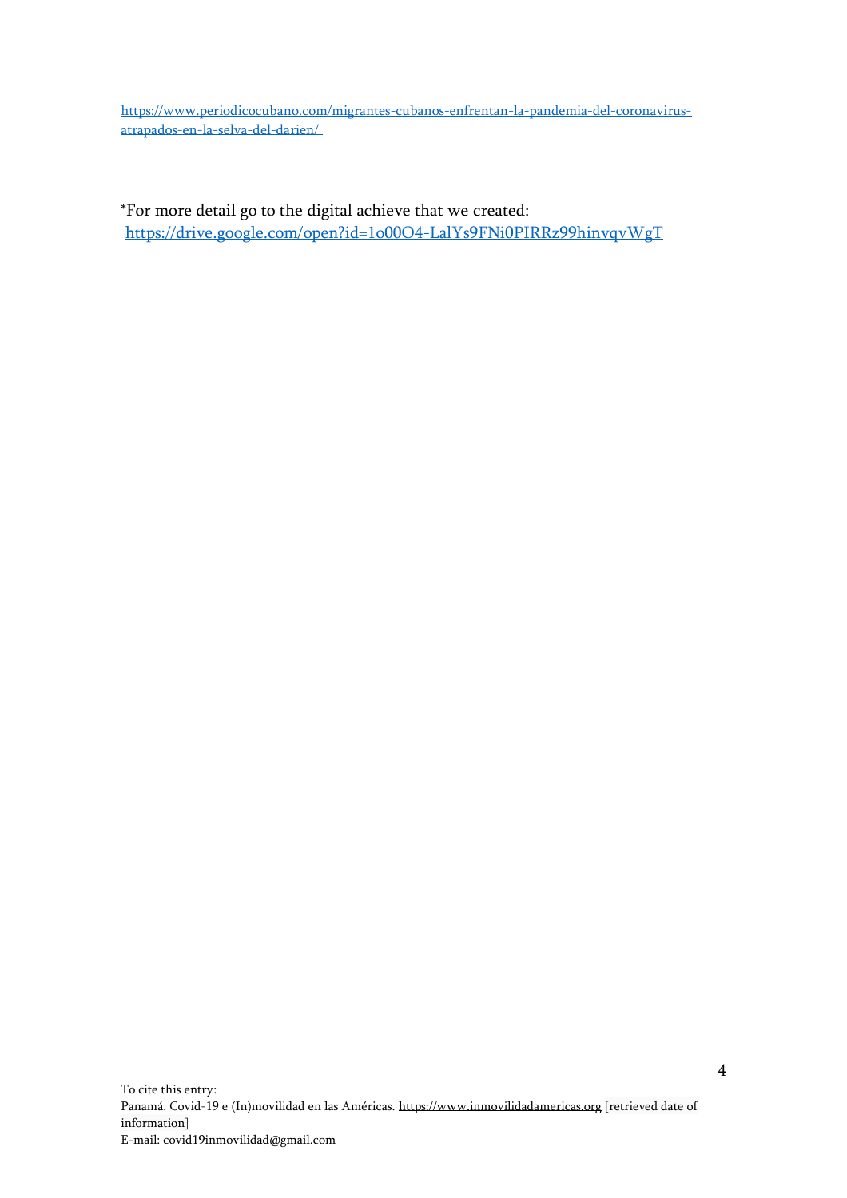https://www.periodicocubano.com/migrantes-cubanos-enfrentan-la-pandemia-del-coronavirus-atrapados-en-la-selva-del-darien/

*For more detail go to the digital achieve that we created: https://drive.google.com/open?id=1o00O4-LalYs9FNi0PIRRz99hinvqvWgT

To cite this entry:
Panamá. Covid-19 e (In)movilidad en las Américas. https://www.inmovilidadamericas.org [retrieved date of information]
E-mail: covid19inmovilidad@gmail.com